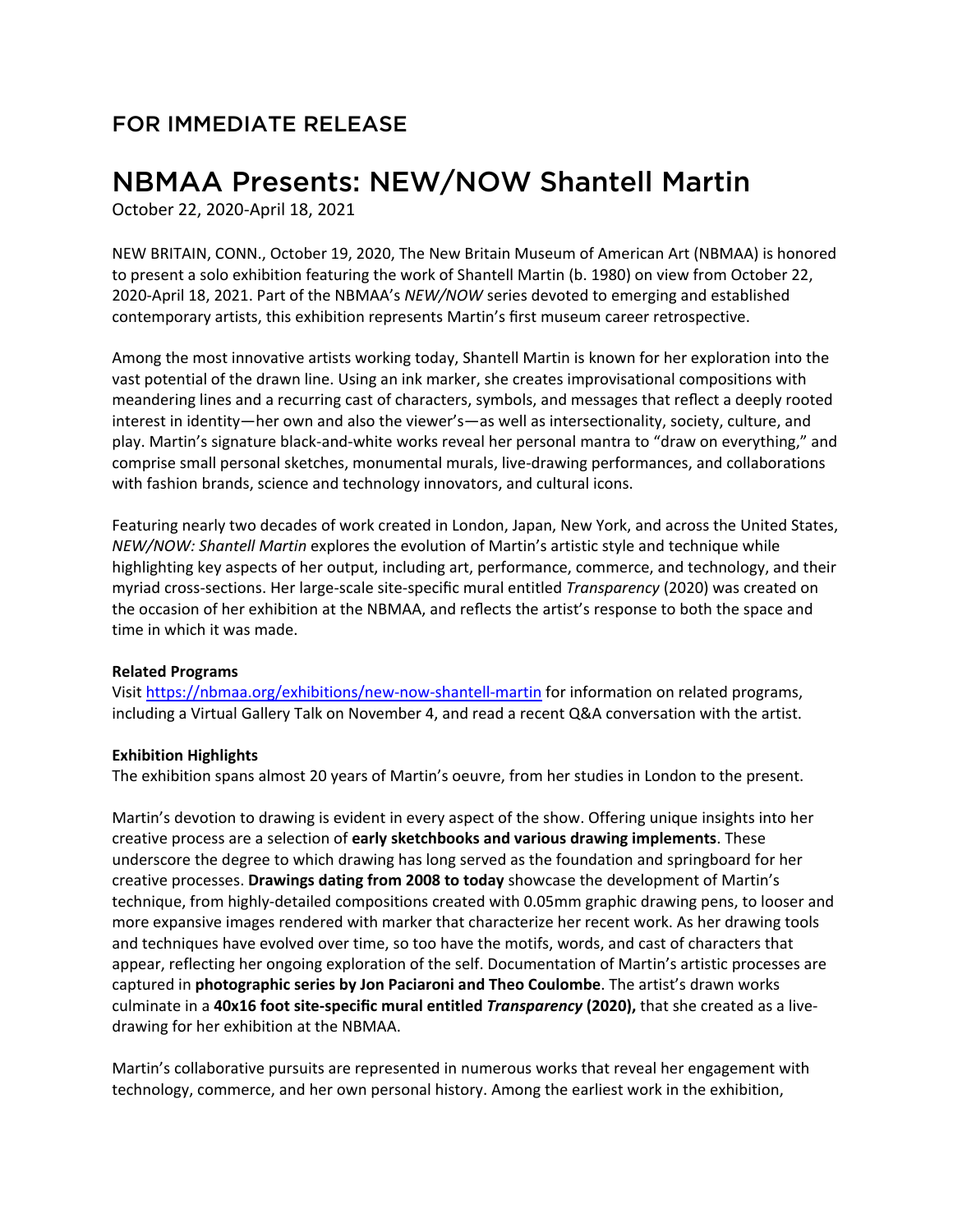## FOR IMMEDIATE RELEASE

# NBMAA Presents: NEW/NOW Shantell Martin

October 22, 2020-April 18, 2021

NEW BRITAIN, CONN., October 19, 2020, The New Britain Museum of American Art (NBMAA) is honored to present a solo exhibition featuring the work of Shantell Martin (b. 1980) on view from October 22, 2020-April 18, 2021. Part of the NBMAA's *NEW/NOW* series devoted to emerging and established contemporary artists, this exhibition represents Martin's first museum career retrospective.

Among the most innovative artists working today, Shantell Martin is known for her exploration into the vast potential of the drawn line. Using an ink marker, she creates improvisational compositions with meandering lines and a recurring cast of characters, symbols, and messages that reflect a deeply rooted interest in identity—her own and also the viewer's—as well as intersectionality, society, culture, and play. Martin's signature black-and-white works reveal her personal mantra to "draw on everything," and comprise small personal sketches, monumental murals, live-drawing performances, and collaborations with fashion brands, science and technology innovators, and cultural icons.

Featuring nearly two decades of work created in London, Japan, New York, and across the United States, *NEW/NOW: Shantell Martin* explores the evolution of Martin's artistic style and technique while highlighting key aspects of her output, including art, performance, commerce, and technology, and their myriad cross-sections. Her large-scale site-specific mural entitled *Transparency* (2020) was created on the occasion of her exhibition at the NBMAA, and reflects the artist's response to both the space and time in which it was made.

**Related Programs**

Visit https://nbmaa.org/exhibitions/new-now-shantell-martin for information on related programs, including a Virtual Gallery Talk on November 4, and read a recent Q&A conversation with the artist.

**Exhibition Highlights**

The exhibition spans almost 20 years of Martin's oeuvre, from her studies in London to the present.

Martin's devotion to drawing is evident in every aspect of the show. Offering unique insights into her creative process are a selection of **early sketchbooks and various drawing implements**. These underscore the degree to which drawing has long served as the foundation and springboard for her creative processes. **Drawings dating from 2008 to today** showcase the development of Martin's technique, from highly-detailed compositions created with 0.05mm graphic drawing pens, to looser and more expansive images rendered with marker that characterize her recent work. As her drawing tools and techniques have evolved over time, so too have the motifs, words, and cast of characters that appear, reflecting her ongoing exploration of the self. Documentation of Martin's artistic processes are captured in **photographic series by Jon Paciaroni and Theo Coulombe**. The artist's drawn works culminate in a **40x16 foot site-specific mural entitled *Transparency* (2020),** that she created as a live-drawing for her exhibition at the NBMAA.

Martin's collaborative pursuits are represented in numerous works that reveal her engagement with technology, commerce, and her own personal history. Among the earliest work in the exhibition,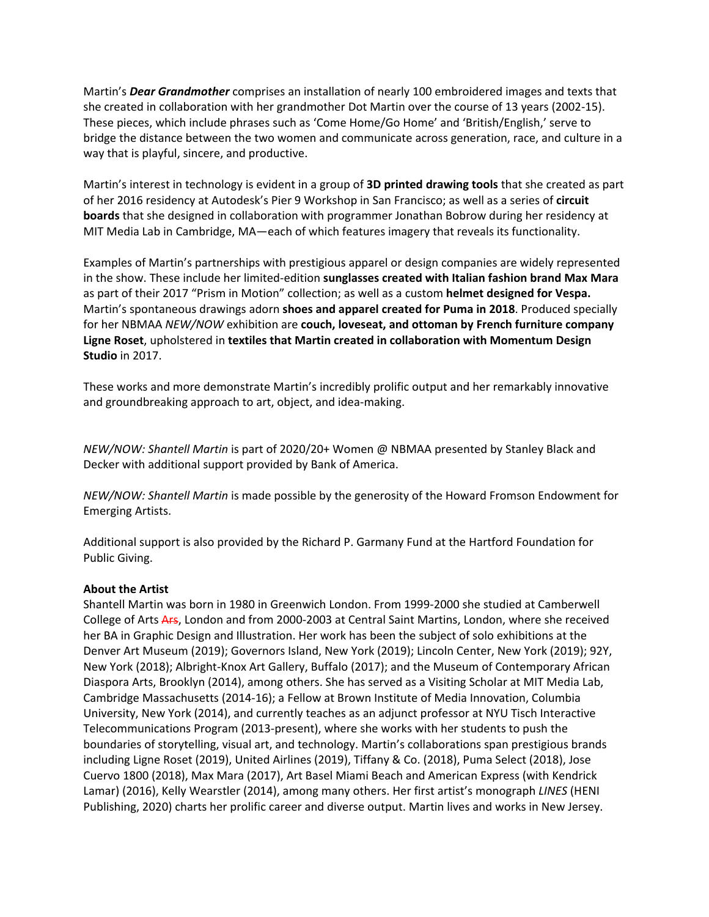Martin's ***Dear Grandmother*** comprises an installation of nearly 100 embroidered images and texts that she created in collaboration with her grandmother Dot Martin over the course of 13 years (2002-15). These pieces, which include phrases such as 'Come Home/Go Home' and 'British/English,' serve to bridge the distance between the two women and communicate across generation, race, and culture in a way that is playful, sincere, and productive.

Martin's interest in technology is evident in a group of **3D printed drawing tools** that she created as part of her 2016 residency at Autodesk's Pier 9 Workshop in San Francisco; as well as a series of **circuit boards** that she designed in collaboration with programmer Jonathan Bobrow during her residency at MIT Media Lab in Cambridge, MA—each of which features imagery that reveals its functionality.

Examples of Martin's partnerships with prestigious apparel or design companies are widely represented in the show. These include her limited-edition **sunglasses created with Italian fashion brand Max Mara** as part of their 2017 "Prism in Motion" collection; as well as a custom **helmet designed for Vespa.** Martin's spontaneous drawings adorn **shoes and apparel created for Puma in 2018**. Produced specially for her NBMAA *NEW/NOW* exhibition are **couch, loveseat, and ottoman by French furniture company Ligne Roset**, upholstered in **textiles that Martin created in collaboration with Momentum Design Studio** in 2017.

These works and more demonstrate Martin's incredibly prolific output and her remarkably innovative and groundbreaking approach to art, object, and idea-making.

*NEW/NOW: Shantell Martin* is part of 2020/20+ Women @ NBMAA presented by Stanley Black and Decker with additional support provided by Bank of America.

*NEW/NOW: Shantell Martin* is made possible by the generosity of the Howard Fromson Endowment for Emerging Artists.

Additional support is also provided by the Richard P. Garmany Fund at the Hartford Foundation for Public Giving.

**About the Artist**

Shantell Martin was born in 1980 in Greenwich London. From 1999-2000 she studied at Camberwell College of Arts ~~Ars~~, London and from 2000-2003 at Central Saint Martins, London, where she received her BA in Graphic Design and Illustration. Her work has been the subject of solo exhibitions at the Denver Art Museum (2019); Governors Island, New York (2019); Lincoln Center, New York (2019); 92Y, New York (2018); Albright-Knox Art Gallery, Buffalo (2017); and the Museum of Contemporary African Diaspora Arts, Brooklyn (2014), among others. She has served as a Visiting Scholar at MIT Media Lab, Cambridge Massachusetts (2014-16); a Fellow at Brown Institute of Media Innovation, Columbia University, New York (2014), and currently teaches as an adjunct professor at NYU Tisch Interactive Telecommunications Program (2013-present), where she works with her students to push the boundaries of storytelling, visual art, and technology. Martin's collaborations span prestigious brands including Ligne Roset (2019), United Airlines (2019), Tiffany & Co. (2018), Puma Select (2018), Jose Cuervo 1800 (2018), Max Mara (2017), Art Basel Miami Beach and American Express (with Kendrick Lamar) (2016), Kelly Wearstler (2014), among many others. Her first artist's monograph *LINES* (HENI Publishing, 2020) charts her prolific career and diverse output. Martin lives and works in New Jersey.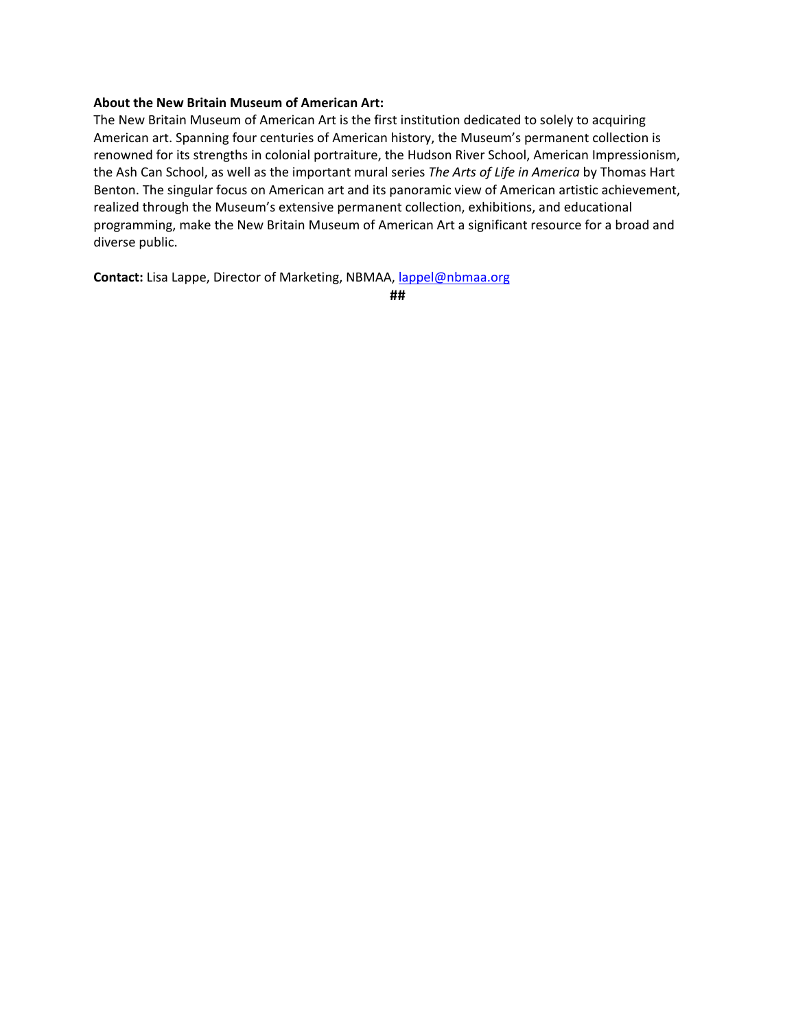**About the New Britain Museum of American Art:**
The New Britain Museum of American Art is the first institution dedicated to solely to acquiring American art. Spanning four centuries of American history, the Museum's permanent collection is renowned for its strengths in colonial portraiture, the Hudson River School, American Impressionism, the Ash Can School, as well as the important mural series *The Arts of Life in America* by Thomas Hart Benton. The singular focus on American art and its panoramic view of American artistic achievement, realized through the Museum's extensive permanent collection, exhibitions, and educational programming, make the New Britain Museum of American Art a significant resource for a broad and diverse public.

**Contact:** Lisa Lappe, Director of Marketing, NBMAA, lappel@nbmaa.org

**##**